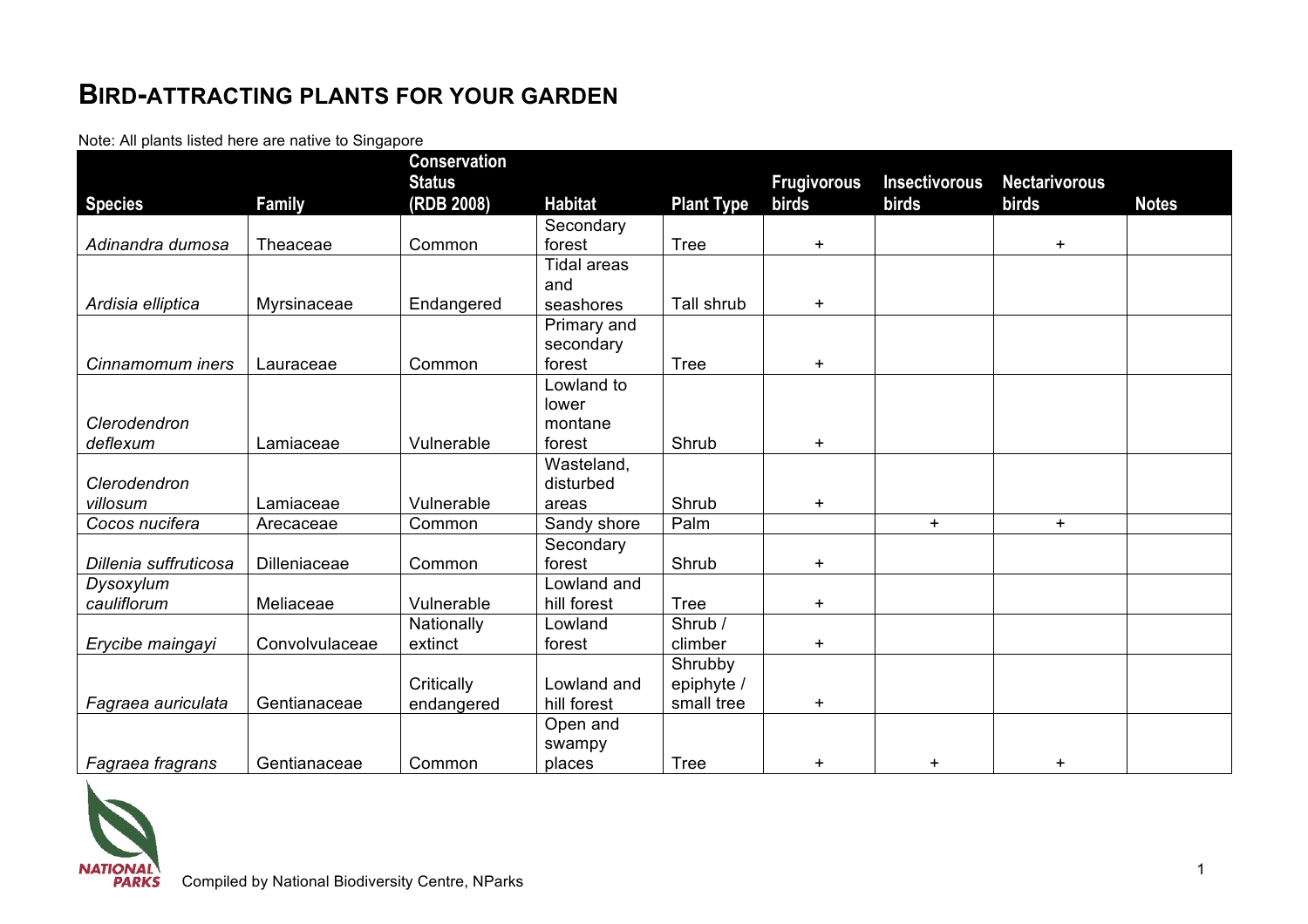# BIRD-ATTRACTING PLANTS FOR YOUR GARDEN

Note: All plants listed here are native to Singapore

| Species | Family | Conservation Status (RDB 2008) | Habitat | Plant Type | Frugivorous birds | Insectivorous birds | Nectarivorous birds | Notes |
|---|---|---|---|---|---|---|---|---|
| *Adinandra dumosa* | Theaceae | Common | Secondary forest | Tree | + | | + | |
| *Ardisia elliptica* | Myrsinaceae | Endangered | Tidal areas and seashores | Tall shrub | + | | | |
| *Cinnamomum iners* | Lauraceae | Common | Primary and secondary forest | Tree | + | | | |
| *Clerodendron deflexum* | Lamiaceae | Vulnerable | Lowland to lower montane forest | Shrub | + | | | |
| *Clerodendron villosum* | Lamiaceae | Vulnerable | Wasteland, disturbed areas | Shrub | + | | | |
| *Cocos nucifera* | Arecaceae | Common | Sandy shore | Palm | | + | + | |
| *Dillenia suffruticosa* | Dilleniaceae | Common | Secondary forest | Shrub | + | | | |
| *Dysoxylum cauliflorum* | Meliaceae | Vulnerable | Lowland and hill forest | Tree | + | | | |
| *Erycibe maingayi* | Convolvulaceae | Nationally extinct | Lowland forest | Shrub / climber | + | | | |
| *Fagraea auriculata* | Gentianaceae | Critically endangered | Lowland and hill forest | Shrubby epiphyte / small tree | + | | | |
| *Fagraea fragrans* | Gentianaceae | Common | Open and swampy places | Tree | + | + | + | |

Compiled by National Biodiversity Centre, NParks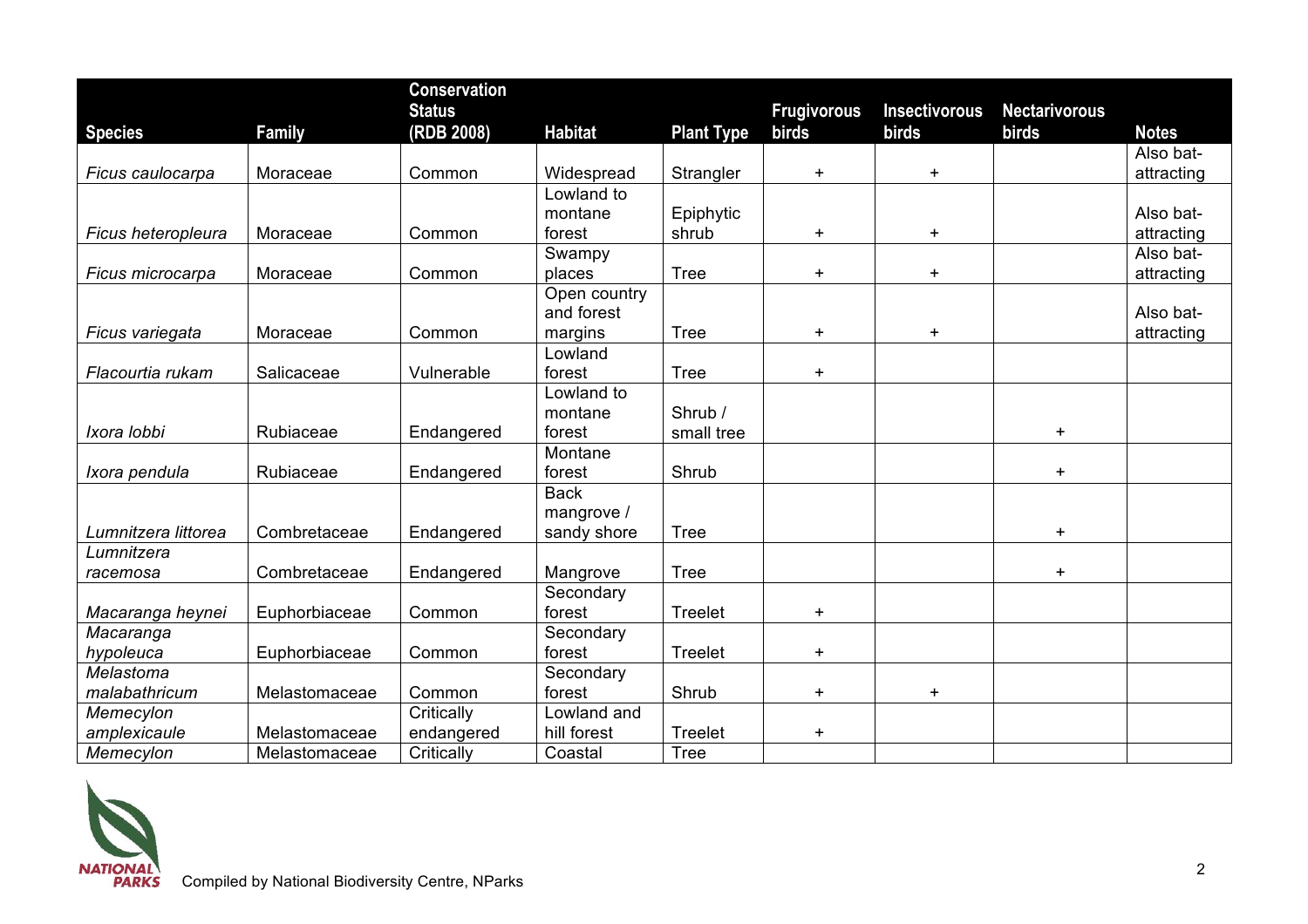| Species | Family | Conservation Status (RDB 2008) | Habitat | Plant Type | Frugivorous birds | Insectivorous birds | Nectarivorous birds | Notes |
|---|---|---|---|---|---|---|---|---|
| *Ficus caulocarpa* | Moraceae | Common | Widespread | Strangler | + | + | | Also bat-attracting |
| *Ficus heteropleura* | Moraceae | Common | Lowland to montane forest | Epiphytic shrub | + | + | | Also bat-attracting |
| *Ficus microcarpa* | Moraceae | Common | Swampy places | Tree | + | + | | Also bat-attracting |
| *Ficus variegata* | Moraceae | Common | Open country and forest margins | Tree | + | + | | Also bat-attracting |
| *Flacourtia rukam* | Salicaceae | Vulnerable | Lowland forest | Tree | + | | | |
| *Ixora lobbi* | Rubiaceae | Endangered | Lowland to montane forest | Shrub / small tree | | | + | |
| *Ixora pendula* | Rubiaceae | Endangered | Montane forest | Shrub | | | + | |
| *Lumnitzera littorea* | Combretaceae | Endangered | Back mangrove / sandy shore | Tree | | | + | |
| *Lumnitzera racemosa* | Combretaceae | Endangered | Mangrove | Tree | | | + | |
| *Macaranga heynei* | Euphorbiaceae | Common | Secondary forest | Treelet | + | | | |
| *Macaranga hypoleuca* | Euphorbiaceae | Common | Secondary forest | Treelet | + | | | |
| *Melastoma malabathricum* | Melastomaceae | Common | Secondary forest | Shrub | + | + | | |
| *Memecylon amplexicaule* | Melastomaceae | Critically endangered | Lowland and hill forest | Treelet | + | | | |
| *Memecylon* | Melastomaceae | Critically | Coastal | Tree | | | | |

Compiled by National Biodiversity Centre, NParks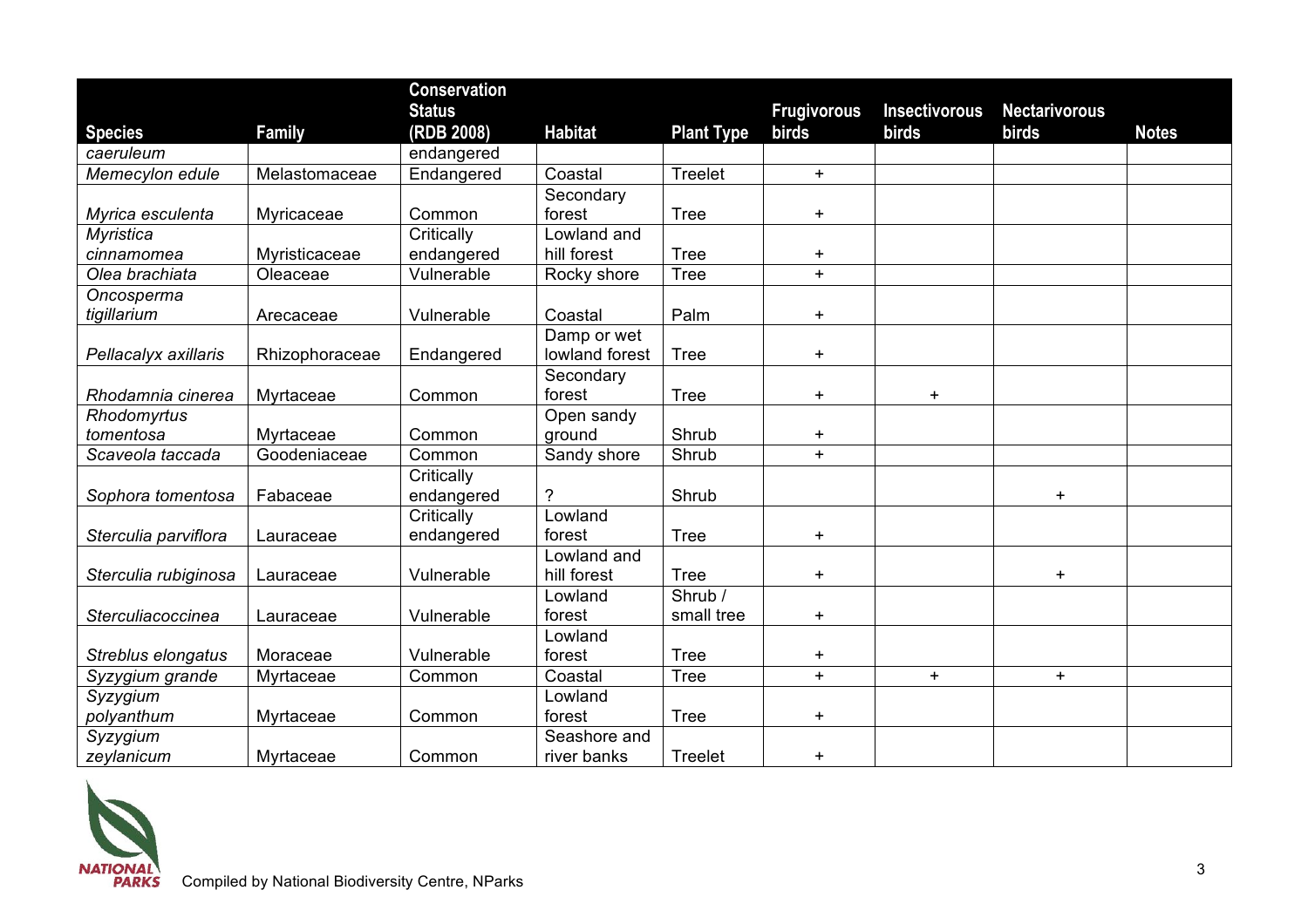| Species | Family | Conservation Status (RDB 2008) | Habitat | Plant Type | Frugivorous birds | Insectivorous birds | Nectarivorous birds | Notes |
|---|---|---|---|---|---|---|---|---|
| *caeruleum* | | endangered | | | | | | |
| *Memecylon edule* | Melastomaceae | Endangered | Coastal | Treelet | + | | | |
| *Myrica esculenta* | Myricaceae | Common | Secondary forest | Tree | + | | | |
| *Myristica cinnamomea* | Myristicaceae | Critically endangered | Lowland and hill forest | Tree | + | | | |
| *Olea brachiata* | Oleaceae | Vulnerable | Rocky shore | Tree | + | | | |
| *Oncosperma tigillarium* | Arecaceae | Vulnerable | Coastal | Palm | + | | | |
| *Pellacalyx axillaris* | Rhizophoraceae | Endangered | Damp or wet lowland forest | Tree | + | | | |
| *Rhodamnia cinerea* | Myrtaceae | Common | Secondary forest | Tree | + | + | | |
| *Rhodomyrtus tomentosa* | Myrtaceae | Common | Open sandy ground | Shrub | + | | | |
| *Scaveola taccada* | Goodeniaceae | Common | Sandy shore | Shrub | + | | | |
| *Sophora tomentosa* | Fabaceae | Critically endangered | ? | Shrub | | | + | |
| *Sterculia parviflora* | Lauraceae | Critically endangered | Lowland forest | Tree | + | | | |
| *Sterculia rubiginosa* | Lauraceae | Vulnerable | Lowland and hill forest | Tree | + | | + | |
| *Sterculiacoccinea* | Lauraceae | Vulnerable | Lowland forest | Shrub / small tree | + | | | |
| *Streblus elongatus* | Moraceae | Vulnerable | Lowland forest | Tree | + | | | |
| *Syzygium grande* | Myrtaceae | Common | Coastal | Tree | + | + | + | |
| *Syzygium polyanthum* | Myrtaceae | Common | Lowland forest | Tree | + | | | |
| *Syzygium zeylanicum* | Myrtaceae | Common | Seashore and river banks | Treelet | + | | | |

Compiled by National Biodiversity Centre, NParks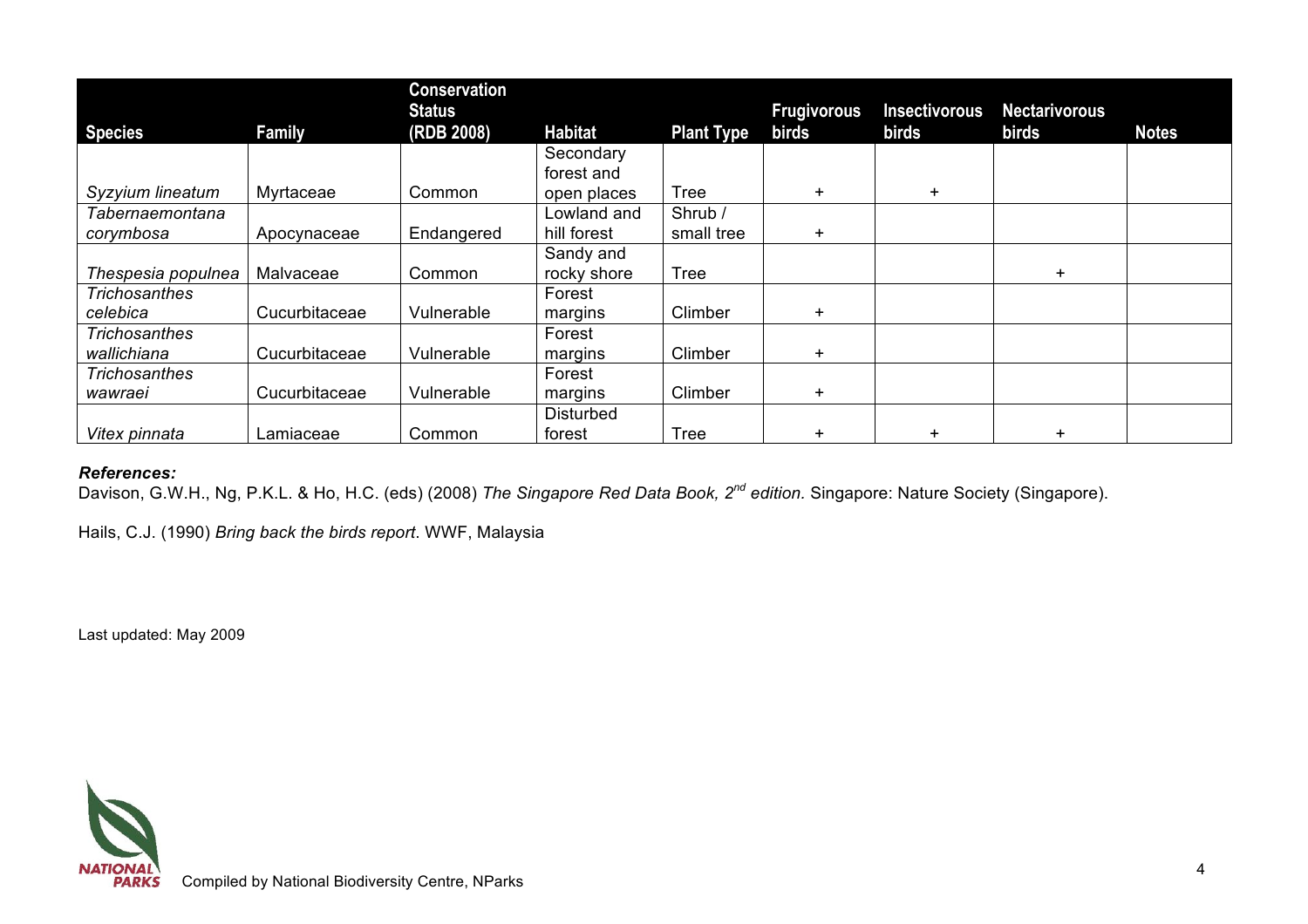| Species | Family | Conservation Status (RDB 2008) | Habitat | Plant Type | Frugivorous birds | Insectivorous birds | Nectarivorous birds | Notes |
|---|---|---|---|---|---|---|---|---|
| *Syzyium lineatum* | Myrtaceae | Common | Secondary forest and open places | Tree | + | + | | |
| *Tabernaemontana corymbosa* | Apocynaceae | Endangered | Lowland and hill forest | Shrub / small tree | + | | | |
| *Thespesia populnea* | Malvaceae | Common | Sandy and rocky shore | Tree | | | + | |
| *Trichosanthes celebica* | Cucurbitaceae | Vulnerable | Forest margins | Climber | + | | | |
| *Trichosanthes wallichiana* | Cucurbitaceae | Vulnerable | Forest margins | Climber | + | | | |
| *Trichosanthes wawraei* | Cucurbitaceae | Vulnerable | Forest margins | Climber | + | | | |
| *Vitex pinnata* | Lamiaceae | Common | Disturbed forest | Tree | + | + | + | |

***References:***

Davison, G.W.H., Ng, P.K.L. & Ho, H.C. (eds) (2008) *The Singapore Red Data Book, 2nd edition.* Singapore: Nature Society (Singapore).

Hails, C.J. (1990) *Bring back the birds report*. WWF, Malaysia

Last updated: May 2009

Compiled by National Biodiversity Centre, NParks